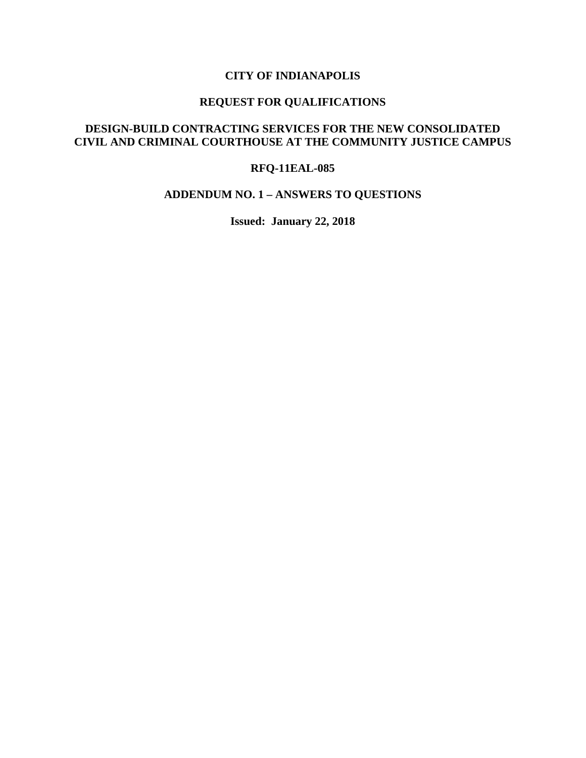# CITY OF INDIANAPOLIS

## REQUEST FOR QUALIFICATIONS

## DESIGN-BUILD CONTRACTING SERVICES FOR THE NEW CONSOLIDATED CIVIL AND CRIMINAL COURTHOUSE AT THE COMMUNITY JUSTICE CAMPUS

## RFQ-11EAL-085

## ADDENDUM NO. 1 – ANSWERS TO QUESTIONS

**Issued: January 22, 2018**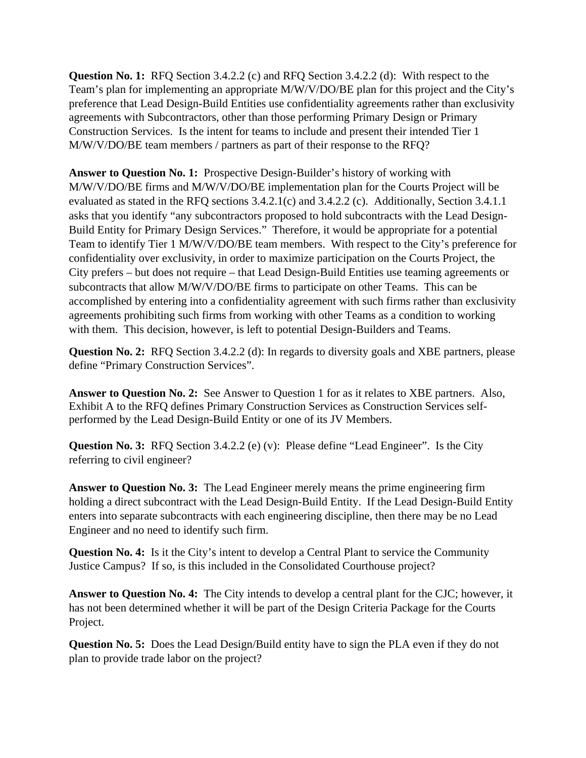**Question No. 1:** RFQ Section 3.4.2.2 (c) and RFQ Section 3.4.2.2 (d): With respect to the Team's plan for implementing an appropriate M/W/V/DO/BE plan for this project and the City's preference that Lead Design-Build Entities use confidentiality agreements rather than exclusivity agreements with Subcontractors, other than those performing Primary Design or Primary Construction Services. Is the intent for teams to include and present their intended Tier 1 M/W/V/DO/BE team members / partners as part of their response to the RFQ?

**Answer to Question No. 1:** Prospective Design-Builder's history of working with M/W/V/DO/BE firms and M/W/V/DO/BE implementation plan for the Courts Project will be evaluated as stated in the RFQ sections 3.4.2.1(c) and 3.4.2.2 (c). Additionally, Section 3.4.1.1 asks that you identify "any subcontractors proposed to hold subcontracts with the Lead Design-Build Entity for Primary Design Services." Therefore, it would be appropriate for a potential Team to identify Tier 1 M/W/V/DO/BE team members. With respect to the City's preference for confidentiality over exclusivity, in order to maximize participation on the Courts Project, the City prefers – but does not require – that Lead Design-Build Entities use teaming agreements or subcontracts that allow M/W/V/DO/BE firms to participate on other Teams. This can be accomplished by entering into a confidentiality agreement with such firms rather than exclusivity agreements prohibiting such firms from working with other Teams as a condition to working with them. This decision, however, is left to potential Design-Builders and Teams.

**Question No. 2:** RFQ Section 3.4.2.2 (d): In regards to diversity goals and XBE partners, please define "Primary Construction Services".

**Answer to Question No. 2:** See Answer to Question 1 for as it relates to XBE partners. Also, Exhibit A to the RFQ defines Primary Construction Services as Construction Services self-performed by the Lead Design-Build Entity or one of its JV Members.

**Question No. 3:** RFQ Section 3.4.2.2 (e) (v): Please define "Lead Engineer". Is the City referring to civil engineer?

**Answer to Question No. 3:** The Lead Engineer merely means the prime engineering firm holding a direct subcontract with the Lead Design-Build Entity. If the Lead Design-Build Entity enters into separate subcontracts with each engineering discipline, then there may be no Lead Engineer and no need to identify such firm.

**Question No. 4:** Is it the City's intent to develop a Central Plant to service the Community Justice Campus? If so, is this included in the Consolidated Courthouse project?

**Answer to Question No. 4:** The City intends to develop a central plant for the CJC; however, it has not been determined whether it will be part of the Design Criteria Package for the Courts Project.

**Question No. 5:** Does the Lead Design/Build entity have to sign the PLA even if they do not plan to provide trade labor on the project?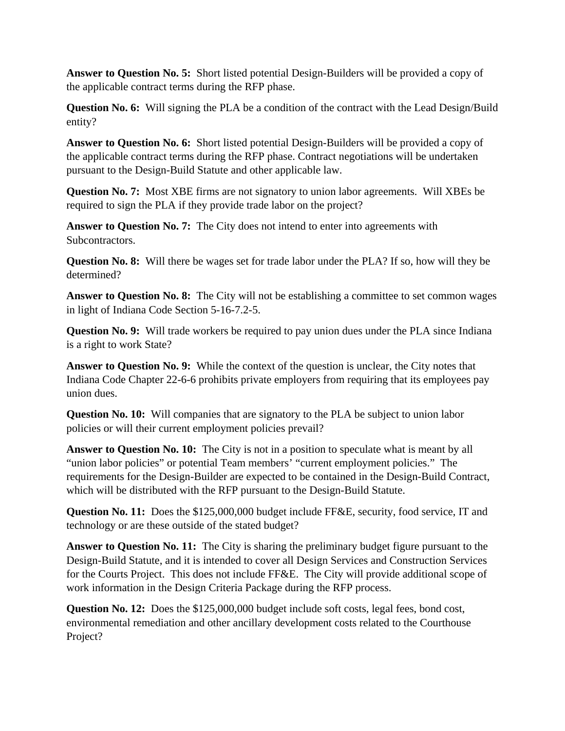**Answer to Question No. 5:** Short listed potential Design-Builders will be provided a copy of the applicable contract terms during the RFP phase.

**Question No. 6:** Will signing the PLA be a condition of the contract with the Lead Design/Build entity?

**Answer to Question No. 6:** Short listed potential Design-Builders will be provided a copy of the applicable contract terms during the RFP phase. Contract negotiations will be undertaken pursuant to the Design-Build Statute and other applicable law.

**Question No. 7:** Most XBE firms are not signatory to union labor agreements. Will XBEs be required to sign the PLA if they provide trade labor on the project?

**Answer to Question No. 7:** The City does not intend to enter into agreements with Subcontractors.

**Question No. 8:** Will there be wages set for trade labor under the PLA? If so, how will they be determined?

**Answer to Question No. 8:** The City will not be establishing a committee to set common wages in light of Indiana Code Section 5-16-7.2-5.

**Question No. 9:** Will trade workers be required to pay union dues under the PLA since Indiana is a right to work State?

**Answer to Question No. 9:** While the context of the question is unclear, the City notes that Indiana Code Chapter 22-6-6 prohibits private employers from requiring that its employees pay union dues.

**Question No. 10:** Will companies that are signatory to the PLA be subject to union labor policies or will their current employment policies prevail?

**Answer to Question No. 10:** The City is not in a position to speculate what is meant by all "union labor policies" or potential Team members' "current employment policies." The requirements for the Design-Builder are expected to be contained in the Design-Build Contract, which will be distributed with the RFP pursuant to the Design-Build Statute.

**Question No. 11:** Does the $125,000,000 budget include FF&E, security, food service, IT and technology or are these outside of the stated budget?

**Answer to Question No. 11:** The City is sharing the preliminary budget figure pursuant to the Design-Build Statute, and it is intended to cover all Design Services and Construction Services for the Courts Project. This does not include FF&E. The City will provide additional scope of work information in the Design Criteria Package during the RFP process.

**Question No. 12:** Does the $125,000,000 budget include soft costs, legal fees, bond cost, environmental remediation and other ancillary development costs related to the Courthouse Project?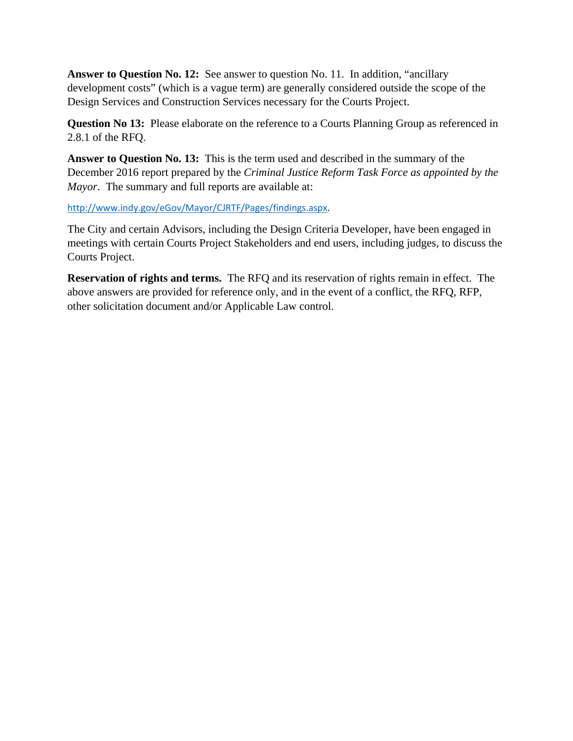**Answer to Question No. 12:** See answer to question No. 11. In addition, "ancillary development costs" (which is a vague term) are generally considered outside the scope of the Design Services and Construction Services necessary for the Courts Project.

**Question No 13:** Please elaborate on the reference to a Courts Planning Group as referenced in 2.8.1 of the RFQ.

**Answer to Question No. 13:** This is the term used and described in the summary of the December 2016 report prepared by the *Criminal Justice Reform Task Force as appointed by the Mayor*. The summary and full reports are available at:

http://www.indy.gov/eGov/Mayor/CJRTF/Pages/findings.aspx.

The City and certain Advisors, including the Design Criteria Developer, have been engaged in meetings with certain Courts Project Stakeholders and end users, including judges, to discuss the Courts Project.

**Reservation of rights and terms.** The RFQ and its reservation of rights remain in effect. The above answers are provided for reference only, and in the event of a conflict, the RFQ, RFP, other solicitation document and/or Applicable Law control.